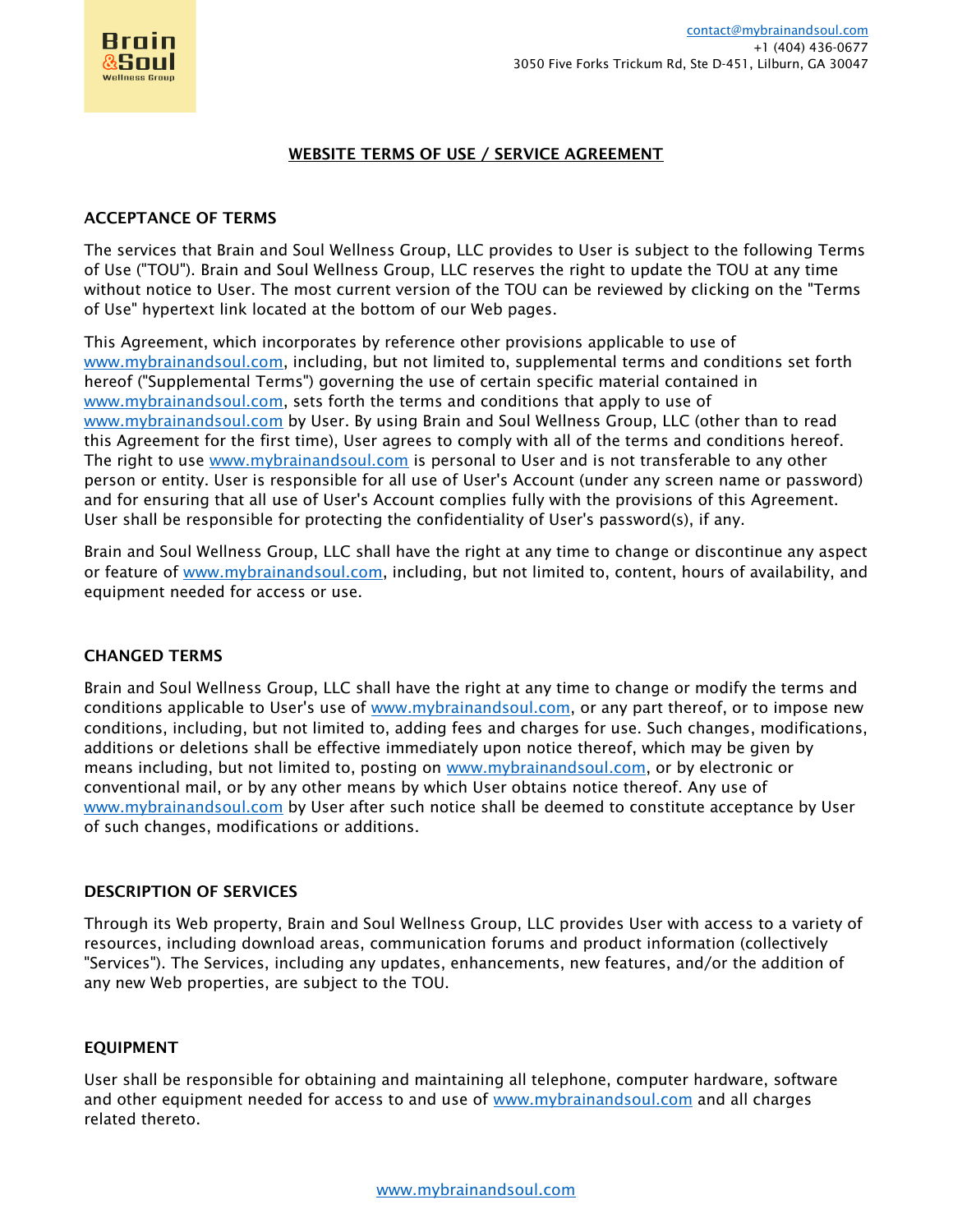contact@mybrainandsoul.com
+1 (404) 436-0677
3050 Five Forks Trickum Rd, Ste D-451, Lilburn, GA 30047

# WEBSITE TERMS OF USE / SERVICE AGREEMENT

## ACCEPTANCE OF TERMS

The services that Brain and Soul Wellness Group, LLC provides to User is subject to the following Terms of Use ("TOU"). Brain and Soul Wellness Group, LLC reserves the right to update the TOU at any time without notice to User. The most current version of the TOU can be reviewed by clicking on the "Terms of Use" hypertext link located at the bottom of our Web pages.

This Agreement, which incorporates by reference other provisions applicable to use of www.mybrainandsoul.com, including, but not limited to, supplemental terms and conditions set forth hereof ("Supplemental Terms") governing the use of certain specific material contained in www.mybrainandsoul.com, sets forth the terms and conditions that apply to use of www.mybrainandsoul.com by User. By using Brain and Soul Wellness Group, LLC (other than to read this Agreement for the first time), User agrees to comply with all of the terms and conditions hereof. The right to use www.mybrainandsoul.com is personal to User and is not transferable to any other person or entity. User is responsible for all use of User's Account (under any screen name or password) and for ensuring that all use of User's Account complies fully with the provisions of this Agreement. User shall be responsible for protecting the confidentiality of User's password(s), if any.

Brain and Soul Wellness Group, LLC shall have the right at any time to change or discontinue any aspect or feature of www.mybrainandsoul.com, including, but not limited to, content, hours of availability, and equipment needed for access or use.

## CHANGED TERMS

Brain and Soul Wellness Group, LLC shall have the right at any time to change or modify the terms and conditions applicable to User's use of www.mybrainandsoul.com, or any part thereof, or to impose new conditions, including, but not limited to, adding fees and charges for use. Such changes, modifications, additions or deletions shall be effective immediately upon notice thereof, which may be given by means including, but not limited to, posting on www.mybrainandsoul.com, or by electronic or conventional mail, or by any other means by which User obtains notice thereof. Any use of www.mybrainandsoul.com by User after such notice shall be deemed to constitute acceptance by User of such changes, modifications or additions.

## DESCRIPTION OF SERVICES

Through its Web property, Brain and Soul Wellness Group, LLC provides User with access to a variety of resources, including download areas, communication forums and product information (collectively "Services"). The Services, including any updates, enhancements, new features, and/or the addition of any new Web properties, are subject to the TOU.

## EQUIPMENT

User shall be responsible for obtaining and maintaining all telephone, computer hardware, software and other equipment needed for access to and use of www.mybrainandsoul.com and all charges related thereto.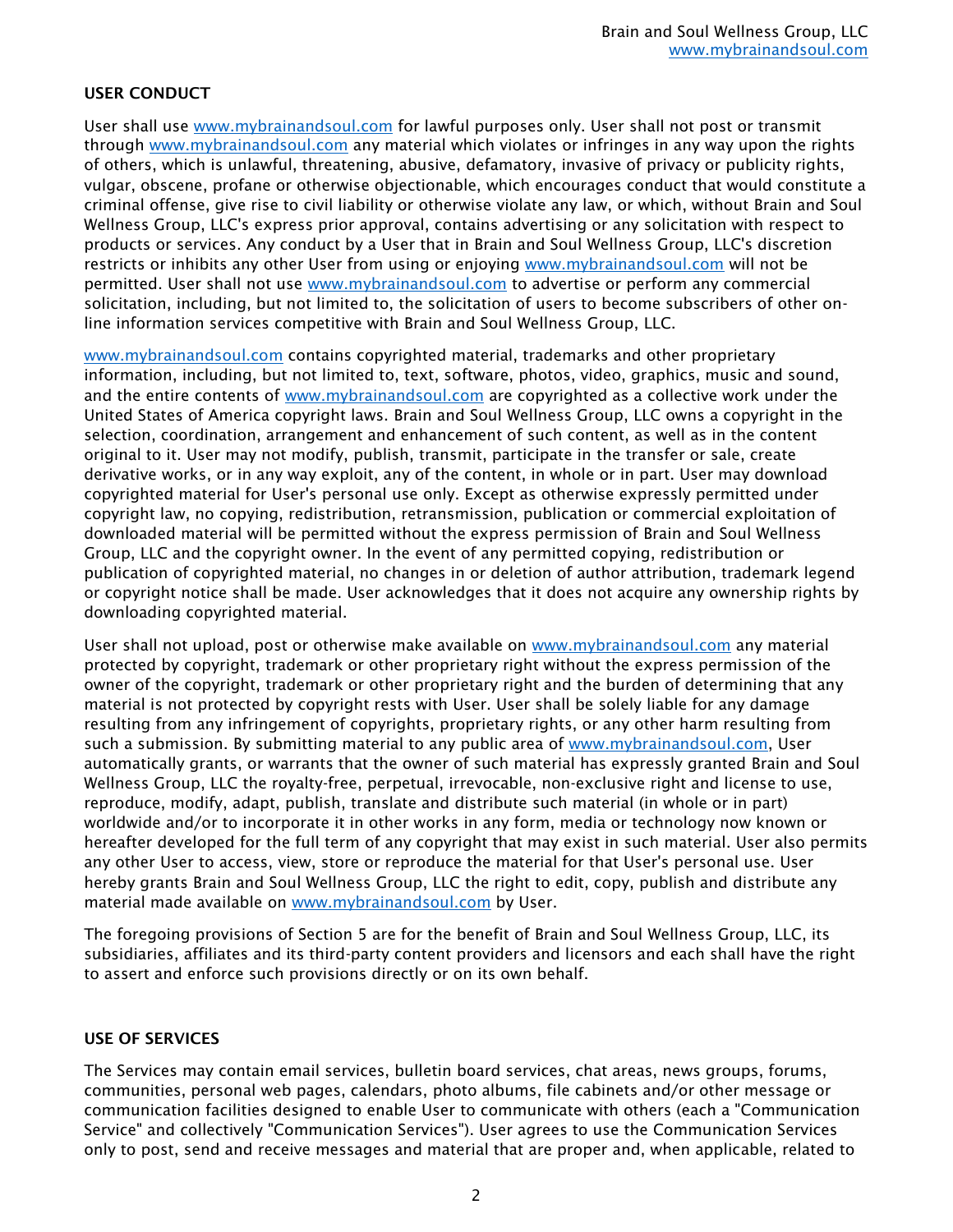## USER CONDUCT

User shall use www.mybrainandsoul.com for lawful purposes only. User shall not post or transmit through www.mybrainandsoul.com any material which violates or infringes in any way upon the rights of others, which is unlawful, threatening, abusive, defamatory, invasive of privacy or publicity rights, vulgar, obscene, profane or otherwise objectionable, which encourages conduct that would constitute a criminal offense, give rise to civil liability or otherwise violate any law, or which, without Brain and Soul Wellness Group, LLC's express prior approval, contains advertising or any solicitation with respect to products or services. Any conduct by a User that in Brain and Soul Wellness Group, LLC's discretion restricts or inhibits any other User from using or enjoying www.mybrainandsoul.com will not be permitted. User shall not use www.mybrainandsoul.com to advertise or perform any commercial solicitation, including, but not limited to, the solicitation of users to become subscribers of other on-line information services competitive with Brain and Soul Wellness Group, LLC.

www.mybrainandsoul.com contains copyrighted material, trademarks and other proprietary information, including, but not limited to, text, software, photos, video, graphics, music and sound, and the entire contents of www.mybrainandsoul.com are copyrighted as a collective work under the United States of America copyright laws. Brain and Soul Wellness Group, LLC owns a copyright in the selection, coordination, arrangement and enhancement of such content, as well as in the content original to it. User may not modify, publish, transmit, participate in the transfer or sale, create derivative works, or in any way exploit, any of the content, in whole or in part. User may download copyrighted material for User's personal use only. Except as otherwise expressly permitted under copyright law, no copying, redistribution, retransmission, publication or commercial exploitation of downloaded material will be permitted without the express permission of Brain and Soul Wellness Group, LLC and the copyright owner. In the event of any permitted copying, redistribution or publication of copyrighted material, no changes in or deletion of author attribution, trademark legend or copyright notice shall be made. User acknowledges that it does not acquire any ownership rights by downloading copyrighted material.

User shall not upload, post or otherwise make available on www.mybrainandsoul.com any material protected by copyright, trademark or other proprietary right without the express permission of the owner of the copyright, trademark or other proprietary right and the burden of determining that any material is not protected by copyright rests with User. User shall be solely liable for any damage resulting from any infringement of copyrights, proprietary rights, or any other harm resulting from such a submission. By submitting material to any public area of www.mybrainandsoul.com, User automatically grants, or warrants that the owner of such material has expressly granted Brain and Soul Wellness Group, LLC the royalty-free, perpetual, irrevocable, non-exclusive right and license to use, reproduce, modify, adapt, publish, translate and distribute such material (in whole or in part) worldwide and/or to incorporate it in other works in any form, media or technology now known or hereafter developed for the full term of any copyright that may exist in such material. User also permits any other User to access, view, store or reproduce the material for that User's personal use. User hereby grants Brain and Soul Wellness Group, LLC the right to edit, copy, publish and distribute any material made available on www.mybrainandsoul.com by User.

The foregoing provisions of Section 5 are for the benefit of Brain and Soul Wellness Group, LLC, its subsidiaries, affiliates and its third-party content providers and licensors and each shall have the right to assert and enforce such provisions directly or on its own behalf.

## USE OF SERVICES

The Services may contain email services, bulletin board services, chat areas, news groups, forums, communities, personal web pages, calendars, photo albums, file cabinets and/or other message or communication facilities designed to enable User to communicate with others (each a "Communication Service" and collectively "Communication Services"). User agrees to use the Communication Services only to post, send and receive messages and material that are proper and, when applicable, related to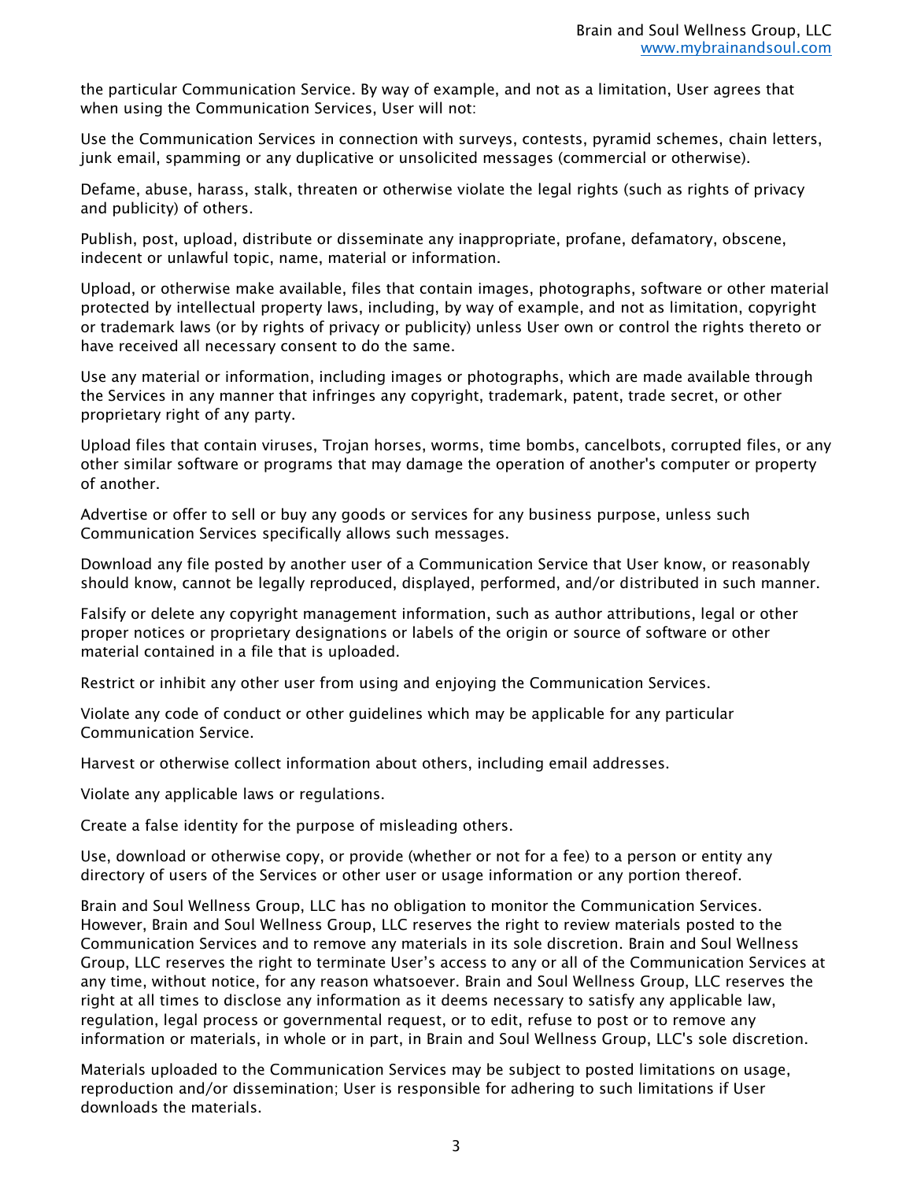the particular Communication Service. By way of example, and not as a limitation, User agrees that when using the Communication Services, User will not:

Use the Communication Services in connection with surveys, contests, pyramid schemes, chain letters, junk email, spamming or any duplicative or unsolicited messages (commercial or otherwise).

Defame, abuse, harass, stalk, threaten or otherwise violate the legal rights (such as rights of privacy and publicity) of others.

Publish, post, upload, distribute or disseminate any inappropriate, profane, defamatory, obscene, indecent or unlawful topic, name, material or information.

Upload, or otherwise make available, files that contain images, photographs, software or other material protected by intellectual property laws, including, by way of example, and not as limitation, copyright or trademark laws (or by rights of privacy or publicity) unless User own or control the rights thereto or have received all necessary consent to do the same.

Use any material or information, including images or photographs, which are made available through the Services in any manner that infringes any copyright, trademark, patent, trade secret, or other proprietary right of any party.

Upload files that contain viruses, Trojan horses, worms, time bombs, cancelbots, corrupted files, or any other similar software or programs that may damage the operation of another's computer or property of another.

Advertise or offer to sell or buy any goods or services for any business purpose, unless such Communication Services specifically allows such messages.

Download any file posted by another user of a Communication Service that User know, or reasonably should know, cannot be legally reproduced, displayed, performed, and/or distributed in such manner.

Falsify or delete any copyright management information, such as author attributions, legal or other proper notices or proprietary designations or labels of the origin or source of software or other material contained in a file that is uploaded.

Restrict or inhibit any other user from using and enjoying the Communication Services.

Violate any code of conduct or other guidelines which may be applicable for any particular Communication Service.

Harvest or otherwise collect information about others, including email addresses.

Violate any applicable laws or regulations.

Create a false identity for the purpose of misleading others.

Use, download or otherwise copy, or provide (whether or not for a fee) to a person or entity any directory of users of the Services or other user or usage information or any portion thereof.

Brain and Soul Wellness Group, LLC has no obligation to monitor the Communication Services. However, Brain and Soul Wellness Group, LLC reserves the right to review materials posted to the Communication Services and to remove any materials in its sole discretion. Brain and Soul Wellness Group, LLC reserves the right to terminate User's access to any or all of the Communication Services at any time, without notice, for any reason whatsoever. Brain and Soul Wellness Group, LLC reserves the right at all times to disclose any information as it deems necessary to satisfy any applicable law, regulation, legal process or governmental request, or to edit, refuse to post or to remove any information or materials, in whole or in part, in Brain and Soul Wellness Group, LLC's sole discretion.

Materials uploaded to the Communication Services may be subject to posted limitations on usage, reproduction and/or dissemination; User is responsible for adhering to such limitations if User downloads the materials.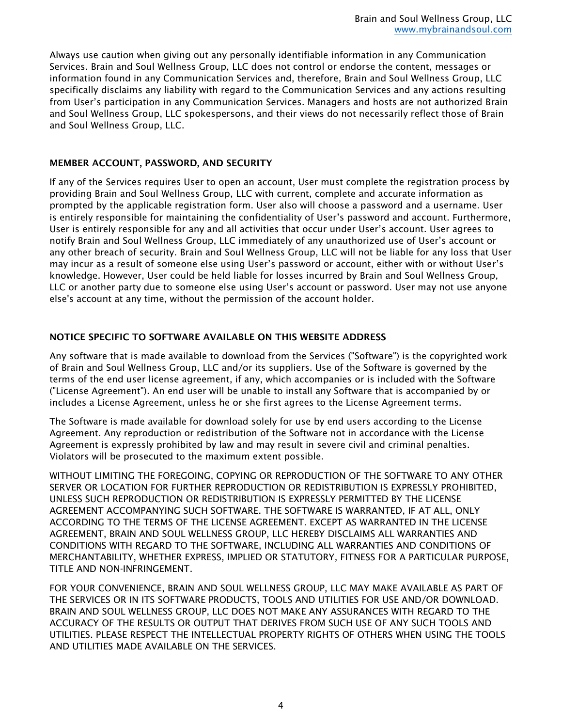Always use caution when giving out any personally identifiable information in any Communication Services. Brain and Soul Wellness Group, LLC does not control or endorse the content, messages or information found in any Communication Services and, therefore, Brain and Soul Wellness Group, LLC specifically disclaims any liability with regard to the Communication Services and any actions resulting from User's participation in any Communication Services. Managers and hosts are not authorized Brain and Soul Wellness Group, LLC spokespersons, and their views do not necessarily reflect those of Brain and Soul Wellness Group, LLC.

## MEMBER ACCOUNT, PASSWORD, AND SECURITY

If any of the Services requires User to open an account, User must complete the registration process by providing Brain and Soul Wellness Group, LLC with current, complete and accurate information as prompted by the applicable registration form. User also will choose a password and a username. User is entirely responsible for maintaining the confidentiality of User's password and account. Furthermore, User is entirely responsible for any and all activities that occur under User's account. User agrees to notify Brain and Soul Wellness Group, LLC immediately of any unauthorized use of User's account or any other breach of security. Brain and Soul Wellness Group, LLC will not be liable for any loss that User may incur as a result of someone else using User's password or account, either with or without User's knowledge. However, User could be held liable for losses incurred by Brain and Soul Wellness Group, LLC or another party due to someone else using User's account or password. User may not use anyone else's account at any time, without the permission of the account holder.

## NOTICE SPECIFIC TO SOFTWARE AVAILABLE ON THIS WEBSITE ADDRESS

Any software that is made available to download from the Services ("Software") is the copyrighted work of Brain and Soul Wellness Group, LLC and/or its suppliers. Use of the Software is governed by the terms of the end user license agreement, if any, which accompanies or is included with the Software ("License Agreement"). An end user will be unable to install any Software that is accompanied by or includes a License Agreement, unless he or she first agrees to the License Agreement terms.

The Software is made available for download solely for use by end users according to the License Agreement. Any reproduction or redistribution of the Software not in accordance with the License Agreement is expressly prohibited by law and may result in severe civil and criminal penalties. Violators will be prosecuted to the maximum extent possible.

WITHOUT LIMITING THE FOREGOING, COPYING OR REPRODUCTION OF THE SOFTWARE TO ANY OTHER SERVER OR LOCATION FOR FURTHER REPRODUCTION OR REDISTRIBUTION IS EXPRESSLY PROHIBITED, UNLESS SUCH REPRODUCTION OR REDISTRIBUTION IS EXPRESSLY PERMITTED BY THE LICENSE AGREEMENT ACCOMPANYING SUCH SOFTWARE. THE SOFTWARE IS WARRANTED, IF AT ALL, ONLY ACCORDING TO THE TERMS OF THE LICENSE AGREEMENT. EXCEPT AS WARRANTED IN THE LICENSE AGREEMENT, BRAIN AND SOUL WELLNESS GROUP, LLC HEREBY DISCLAIMS ALL WARRANTIES AND CONDITIONS WITH REGARD TO THE SOFTWARE, INCLUDING ALL WARRANTIES AND CONDITIONS OF MERCHANTABILITY, WHETHER EXPRESS, IMPLIED OR STATUTORY, FITNESS FOR A PARTICULAR PURPOSE, TITLE AND NON-INFRINGEMENT.

FOR YOUR CONVENIENCE, BRAIN AND SOUL WELLNESS GROUP, LLC MAY MAKE AVAILABLE AS PART OF THE SERVICES OR IN ITS SOFTWARE PRODUCTS, TOOLS AND UTILITIES FOR USE AND/OR DOWNLOAD. BRAIN AND SOUL WELLNESS GROUP, LLC DOES NOT MAKE ANY ASSURANCES WITH REGARD TO THE ACCURACY OF THE RESULTS OR OUTPUT THAT DERIVES FROM SUCH USE OF ANY SUCH TOOLS AND UTILITIES. PLEASE RESPECT THE INTELLECTUAL PROPERTY RIGHTS OF OTHERS WHEN USING THE TOOLS AND UTILITIES MADE AVAILABLE ON THE SERVICES.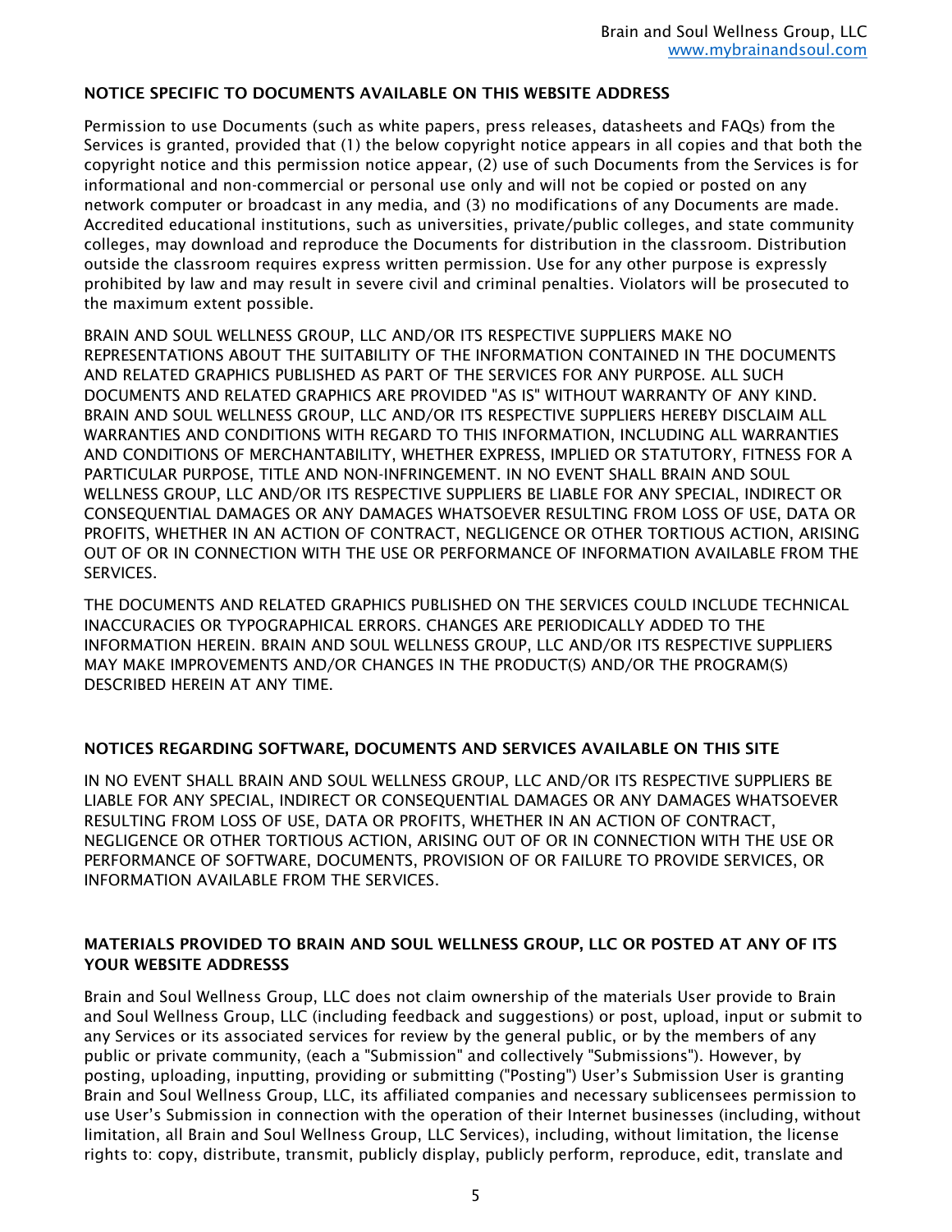### NOTICE SPECIFIC TO DOCUMENTS AVAILABLE ON THIS WEBSITE ADDRESS

Permission to use Documents (such as white papers, press releases, datasheets and FAQs) from the Services is granted, provided that (1) the below copyright notice appears in all copies and that both the copyright notice and this permission notice appear, (2) use of such Documents from the Services is for informational and non-commercial or personal use only and will not be copied or posted on any network computer or broadcast in any media, and (3) no modifications of any Documents are made. Accredited educational institutions, such as universities, private/public colleges, and state community colleges, may download and reproduce the Documents for distribution in the classroom. Distribution outside the classroom requires express written permission. Use for any other purpose is expressly prohibited by law and may result in severe civil and criminal penalties. Violators will be prosecuted to the maximum extent possible.

BRAIN AND SOUL WELLNESS GROUP, LLC AND/OR ITS RESPECTIVE SUPPLIERS MAKE NO REPRESENTATIONS ABOUT THE SUITABILITY OF THE INFORMATION CONTAINED IN THE DOCUMENTS AND RELATED GRAPHICS PUBLISHED AS PART OF THE SERVICES FOR ANY PURPOSE. ALL SUCH DOCUMENTS AND RELATED GRAPHICS ARE PROVIDED "AS IS" WITHOUT WARRANTY OF ANY KIND. BRAIN AND SOUL WELLNESS GROUP, LLC AND/OR ITS RESPECTIVE SUPPLIERS HEREBY DISCLAIM ALL WARRANTIES AND CONDITIONS WITH REGARD TO THIS INFORMATION, INCLUDING ALL WARRANTIES AND CONDITIONS OF MERCHANTABILITY, WHETHER EXPRESS, IMPLIED OR STATUTORY, FITNESS FOR A PARTICULAR PURPOSE, TITLE AND NON-INFRINGEMENT. IN NO EVENT SHALL BRAIN AND SOUL WELLNESS GROUP, LLC AND/OR ITS RESPECTIVE SUPPLIERS BE LIABLE FOR ANY SPECIAL, INDIRECT OR CONSEQUENTIAL DAMAGES OR ANY DAMAGES WHATSOEVER RESULTING FROM LOSS OF USE, DATA OR PROFITS, WHETHER IN AN ACTION OF CONTRACT, NEGLIGENCE OR OTHER TORTIOUS ACTION, ARISING OUT OF OR IN CONNECTION WITH THE USE OR PERFORMANCE OF INFORMATION AVAILABLE FROM THE SERVICES.

THE DOCUMENTS AND RELATED GRAPHICS PUBLISHED ON THE SERVICES COULD INCLUDE TECHNICAL INACCURACIES OR TYPOGRAPHICAL ERRORS. CHANGES ARE PERIODICALLY ADDED TO THE INFORMATION HEREIN. BRAIN AND SOUL WELLNESS GROUP, LLC AND/OR ITS RESPECTIVE SUPPLIERS MAY MAKE IMPROVEMENTS AND/OR CHANGES IN THE PRODUCT(S) AND/OR THE PROGRAM(S) DESCRIBED HEREIN AT ANY TIME.

### NOTICES REGARDING SOFTWARE, DOCUMENTS AND SERVICES AVAILABLE ON THIS SITE

IN NO EVENT SHALL BRAIN AND SOUL WELLNESS GROUP, LLC AND/OR ITS RESPECTIVE SUPPLIERS BE LIABLE FOR ANY SPECIAL, INDIRECT OR CONSEQUENTIAL DAMAGES OR ANY DAMAGES WHATSOEVER RESULTING FROM LOSS OF USE, DATA OR PROFITS, WHETHER IN AN ACTION OF CONTRACT, NEGLIGENCE OR OTHER TORTIOUS ACTION, ARISING OUT OF OR IN CONNECTION WITH THE USE OR PERFORMANCE OF SOFTWARE, DOCUMENTS, PROVISION OF OR FAILURE TO PROVIDE SERVICES, OR INFORMATION AVAILABLE FROM THE SERVICES.

### MATERIALS PROVIDED TO BRAIN AND SOUL WELLNESS GROUP, LLC OR POSTED AT ANY OF ITS YOUR WEBSITE ADDRESSS

Brain and Soul Wellness Group, LLC does not claim ownership of the materials User provide to Brain and Soul Wellness Group, LLC (including feedback and suggestions) or post, upload, input or submit to any Services or its associated services for review by the general public, or by the members of any public or private community, (each a "Submission" and collectively "Submissions"). However, by posting, uploading, inputting, providing or submitting ("Posting") User's Submission User is granting Brain and Soul Wellness Group, LLC, its affiliated companies and necessary sublicensees permission to use User's Submission in connection with the operation of their Internet businesses (including, without limitation, all Brain and Soul Wellness Group, LLC Services), including, without limitation, the license rights to: copy, distribute, transmit, publicly display, publicly perform, reproduce, edit, translate and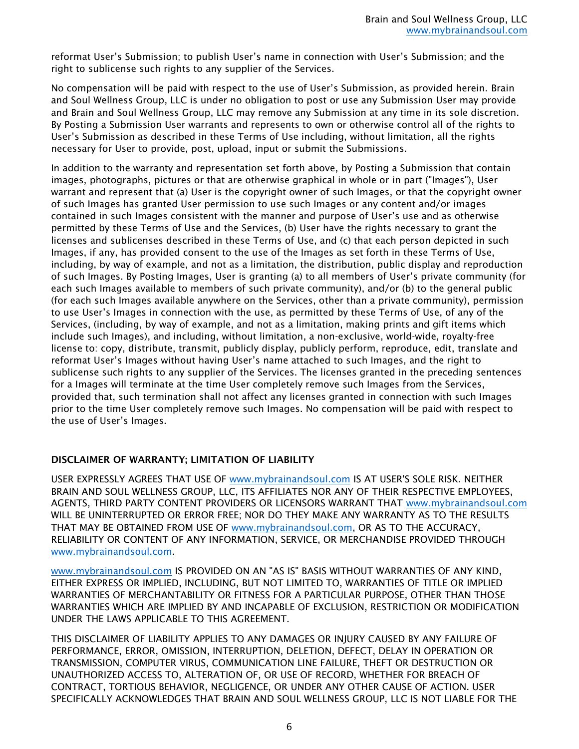reformat User's Submission; to publish User's name in connection with User's Submission; and the right to sublicense such rights to any supplier of the Services.

No compensation will be paid with respect to the use of User's Submission, as provided herein. Brain and Soul Wellness Group, LLC is under no obligation to post or use any Submission User may provide and Brain and Soul Wellness Group, LLC may remove any Submission at any time in its sole discretion. By Posting a Submission User warrants and represents to own or otherwise control all of the rights to User's Submission as described in these Terms of Use including, without limitation, all the rights necessary for User to provide, post, upload, input or submit the Submissions.

In addition to the warranty and representation set forth above, by Posting a Submission that contain images, photographs, pictures or that are otherwise graphical in whole or in part ("Images"), User warrant and represent that (a) User is the copyright owner of such Images, or that the copyright owner of such Images has granted User permission to use such Images or any content and/or images contained in such Images consistent with the manner and purpose of User's use and as otherwise permitted by these Terms of Use and the Services, (b) User have the rights necessary to grant the licenses and sublicenses described in these Terms of Use, and (c) that each person depicted in such Images, if any, has provided consent to the use of the Images as set forth in these Terms of Use, including, by way of example, and not as a limitation, the distribution, public display and reproduction of such Images. By Posting Images, User is granting (a) to all members of User's private community (for each such Images available to members of such private community), and/or (b) to the general public (for each such Images available anywhere on the Services, other than a private community), permission to use User's Images in connection with the use, as permitted by these Terms of Use, of any of the Services, (including, by way of example, and not as a limitation, making prints and gift items which include such Images), and including, without limitation, a non-exclusive, world-wide, royalty-free license to: copy, distribute, transmit, publicly display, publicly perform, reproduce, edit, translate and reformat User's Images without having User's name attached to such Images, and the right to sublicense such rights to any supplier of the Services. The licenses granted in the preceding sentences for a Images will terminate at the time User completely remove such Images from the Services, provided that, such termination shall not affect any licenses granted in connection with such Images prior to the time User completely remove such Images. No compensation will be paid with respect to the use of User's Images.

## DISCLAIMER OF WARRANTY; LIMITATION OF LIABILITY

USER EXPRESSLY AGREES THAT USE OF www.mybrainandsoul.com IS AT USER'S SOLE RISK. NEITHER BRAIN AND SOUL WELLNESS GROUP, LLC, ITS AFFILIATES NOR ANY OF THEIR RESPECTIVE EMPLOYEES, AGENTS, THIRD PARTY CONTENT PROVIDERS OR LICENSORS WARRANT THAT www.mybrainandsoul.com WILL BE UNINTERRUPTED OR ERROR FREE; NOR DO THEY MAKE ANY WARRANTY AS TO THE RESULTS THAT MAY BE OBTAINED FROM USE OF www.mybrainandsoul.com, OR AS TO THE ACCURACY, RELIABILITY OR CONTENT OF ANY INFORMATION, SERVICE, OR MERCHANDISE PROVIDED THROUGH www.mybrainandsoul.com.

www.mybrainandsoul.com IS PROVIDED ON AN "AS IS" BASIS WITHOUT WARRANTIES OF ANY KIND, EITHER EXPRESS OR IMPLIED, INCLUDING, BUT NOT LIMITED TO, WARRANTIES OF TITLE OR IMPLIED WARRANTIES OF MERCHANTABILITY OR FITNESS FOR A PARTICULAR PURPOSE, OTHER THAN THOSE WARRANTIES WHICH ARE IMPLIED BY AND INCAPABLE OF EXCLUSION, RESTRICTION OR MODIFICATION UNDER THE LAWS APPLICABLE TO THIS AGREEMENT.

THIS DISCLAIMER OF LIABILITY APPLIES TO ANY DAMAGES OR INJURY CAUSED BY ANY FAILURE OF PERFORMANCE, ERROR, OMISSION, INTERRUPTION, DELETION, DEFECT, DELAY IN OPERATION OR TRANSMISSION, COMPUTER VIRUS, COMMUNICATION LINE FAILURE, THEFT OR DESTRUCTION OR UNAUTHORIZED ACCESS TO, ALTERATION OF, OR USE OF RECORD, WHETHER FOR BREACH OF CONTRACT, TORTIOUS BEHAVIOR, NEGLIGENCE, OR UNDER ANY OTHER CAUSE OF ACTION. USER SPECIFICALLY ACKNOWLEDGES THAT BRAIN AND SOUL WELLNESS GROUP, LLC IS NOT LIABLE FOR THE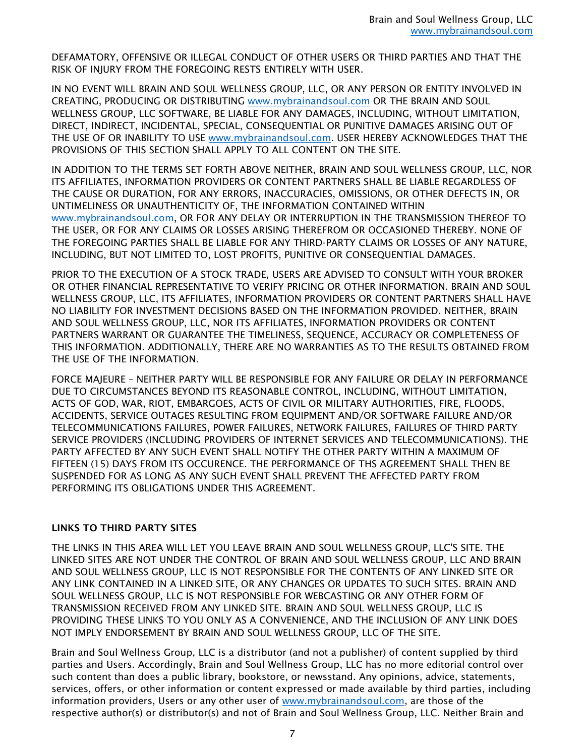DEFAMATORY, OFFENSIVE OR ILLEGAL CONDUCT OF OTHER USERS OR THIRD PARTIES AND THAT THE RISK OF INJURY FROM THE FOREGOING RESTS ENTIRELY WITH USER.

IN NO EVENT WILL BRAIN AND SOUL WELLNESS GROUP, LLC, OR ANY PERSON OR ENTITY INVOLVED IN CREATING, PRODUCING OR DISTRIBUTING www.mybrainandsoul.com OR THE BRAIN AND SOUL WELLNESS GROUP, LLC SOFTWARE, BE LIABLE FOR ANY DAMAGES, INCLUDING, WITHOUT LIMITATION, DIRECT, INDIRECT, INCIDENTAL, SPECIAL, CONSEQUENTIAL OR PUNITIVE DAMAGES ARISING OUT OF THE USE OF OR INABILITY TO USE www.mybrainandsoul.com. USER HEREBY ACKNOWLEDGES THAT THE PROVISIONS OF THIS SECTION SHALL APPLY TO ALL CONTENT ON THE SITE.

IN ADDITION TO THE TERMS SET FORTH ABOVE NEITHER, BRAIN AND SOUL WELLNESS GROUP, LLC, NOR ITS AFFILIATES, INFORMATION PROVIDERS OR CONTENT PARTNERS SHALL BE LIABLE REGARDLESS OF THE CAUSE OR DURATION, FOR ANY ERRORS, INACCURACIES, OMISSIONS, OR OTHER DEFECTS IN, OR UNTIMELINESS OR UNAUTHENTICITY OF, THE INFORMATION CONTAINED WITHIN www.mybrainandsoul.com, OR FOR ANY DELAY OR INTERRUPTION IN THE TRANSMISSION THEREOF TO THE USER, OR FOR ANY CLAIMS OR LOSSES ARISING THEREFROM OR OCCASIONED THEREBY. NONE OF THE FOREGOING PARTIES SHALL BE LIABLE FOR ANY THIRD-PARTY CLAIMS OR LOSSES OF ANY NATURE, INCLUDING, BUT NOT LIMITED TO, LOST PROFITS, PUNITIVE OR CONSEQUENTIAL DAMAGES.

PRIOR TO THE EXECUTION OF A STOCK TRADE, USERS ARE ADVISED TO CONSULT WITH YOUR BROKER OR OTHER FINANCIAL REPRESENTATIVE TO VERIFY PRICING OR OTHER INFORMATION. BRAIN AND SOUL WELLNESS GROUP, LLC, ITS AFFILIATES, INFORMATION PROVIDERS OR CONTENT PARTNERS SHALL HAVE NO LIABILITY FOR INVESTMENT DECISIONS BASED ON THE INFORMATION PROVIDED. NEITHER, BRAIN AND SOUL WELLNESS GROUP, LLC, NOR ITS AFFILIATES, INFORMATION PROVIDERS OR CONTENT PARTNERS WARRANT OR GUARANTEE THE TIMELINESS, SEQUENCE, ACCURACY OR COMPLETENESS OF THIS INFORMATION. ADDITIONALLY, THERE ARE NO WARRANTIES AS TO THE RESULTS OBTAINED FROM THE USE OF THE INFORMATION.

FORCE MAJEURE – NEITHER PARTY WILL BE RESPONSIBLE FOR ANY FAILURE OR DELAY IN PERFORMANCE DUE TO CIRCUMSTANCES BEYOND ITS REASONABLE CONTROL, INCLUDING, WITHOUT LIMITATION, ACTS OF GOD, WAR, RIOT, EMBARGOES, ACTS OF CIVIL OR MILITARY AUTHORITIES, FIRE, FLOODS, ACCIDENTS, SERVICE OUTAGES RESULTING FROM EQUIPMENT AND/OR SOFTWARE FAILURE AND/OR TELECOMMUNICATIONS FAILURES, POWER FAILURES, NETWORK FAILURES, FAILURES OF THIRD PARTY SERVICE PROVIDERS (INCLUDING PROVIDERS OF INTERNET SERVICES AND TELECOMMUNICATIONS). THE PARTY AFFECTED BY ANY SUCH EVENT SHALL NOTIFY THE OTHER PARTY WITHIN A MAXIMUM OF FIFTEEN (15) DAYS FROM ITS OCCURENCE. THE PERFORMANCE OF THS AGREEMENT SHALL THEN BE SUSPENDED FOR AS LONG AS ANY SUCH EVENT SHALL PREVENT THE AFFECTED PARTY FROM PERFORMING ITS OBLIGATIONS UNDER THIS AGREEMENT.

## LINKS TO THIRD PARTY SITES

THE LINKS IN THIS AREA WILL LET YOU LEAVE BRAIN AND SOUL WELLNESS GROUP, LLC'S SITE. THE LINKED SITES ARE NOT UNDER THE CONTROL OF BRAIN AND SOUL WELLNESS GROUP, LLC AND BRAIN AND SOUL WELLNESS GROUP, LLC IS NOT RESPONSIBLE FOR THE CONTENTS OF ANY LINKED SITE OR ANY LINK CONTAINED IN A LINKED SITE, OR ANY CHANGES OR UPDATES TO SUCH SITES. BRAIN AND SOUL WELLNESS GROUP, LLC IS NOT RESPONSIBLE FOR WEBCASTING OR ANY OTHER FORM OF TRANSMISSION RECEIVED FROM ANY LINKED SITE. BRAIN AND SOUL WELLNESS GROUP, LLC IS PROVIDING THESE LINKS TO YOU ONLY AS A CONVENIENCE, AND THE INCLUSION OF ANY LINK DOES NOT IMPLY ENDORSEMENT BY BRAIN AND SOUL WELLNESS GROUP, LLC OF THE SITE.

Brain and Soul Wellness Group, LLC is a distributor (and not a publisher) of content supplied by third parties and Users. Accordingly, Brain and Soul Wellness Group, LLC has no more editorial control over such content than does a public library, bookstore, or newsstand. Any opinions, advice, statements, services, offers, or other information or content expressed or made available by third parties, including information providers, Users or any other user of www.mybrainandsoul.com, are those of the respective author(s) or distributor(s) and not of Brain and Soul Wellness Group, LLC. Neither Brain and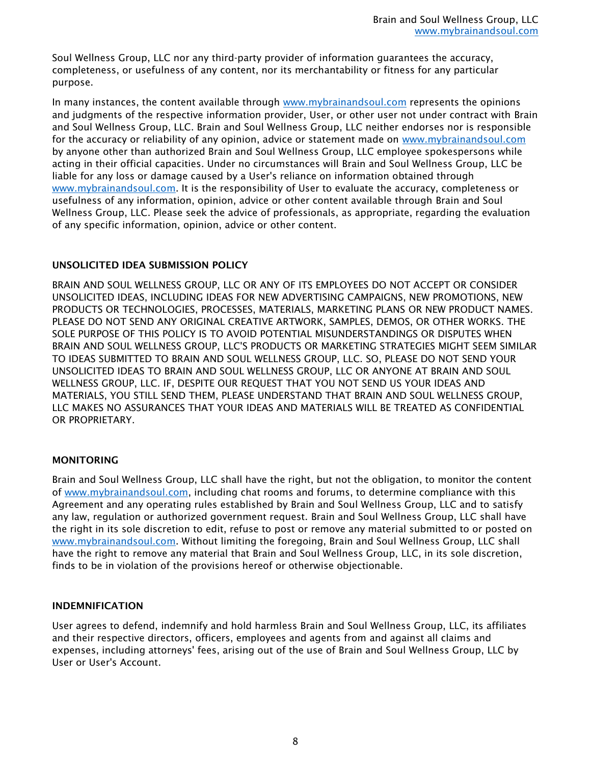Soul Wellness Group, LLC nor any third-party provider of information guarantees the accuracy, completeness, or usefulness of any content, nor its merchantability or fitness for any particular purpose.

In many instances, the content available through www.mybrainandsoul.com represents the opinions and judgments of the respective information provider, User, or other user not under contract with Brain and Soul Wellness Group, LLC. Brain and Soul Wellness Group, LLC neither endorses nor is responsible for the accuracy or reliability of any opinion, advice or statement made on www.mybrainandsoul.com by anyone other than authorized Brain and Soul Wellness Group, LLC employee spokespersons while acting in their official capacities. Under no circumstances will Brain and Soul Wellness Group, LLC be liable for any loss or damage caused by a User's reliance on information obtained through www.mybrainandsoul.com. It is the responsibility of User to evaluate the accuracy, completeness or usefulness of any information, opinion, advice or other content available through Brain and Soul Wellness Group, LLC. Please seek the advice of professionals, as appropriate, regarding the evaluation of any specific information, opinion, advice or other content.

## UNSOLICITED IDEA SUBMISSION POLICY

BRAIN AND SOUL WELLNESS GROUP, LLC OR ANY OF ITS EMPLOYEES DO NOT ACCEPT OR CONSIDER UNSOLICITED IDEAS, INCLUDING IDEAS FOR NEW ADVERTISING CAMPAIGNS, NEW PROMOTIONS, NEW PRODUCTS OR TECHNOLOGIES, PROCESSES, MATERIALS, MARKETING PLANS OR NEW PRODUCT NAMES. PLEASE DO NOT SEND ANY ORIGINAL CREATIVE ARTWORK, SAMPLES, DEMOS, OR OTHER WORKS. THE SOLE PURPOSE OF THIS POLICY IS TO AVOID POTENTIAL MISUNDERSTANDINGS OR DISPUTES WHEN BRAIN AND SOUL WELLNESS GROUP, LLC'S PRODUCTS OR MARKETING STRATEGIES MIGHT SEEM SIMILAR TO IDEAS SUBMITTED TO BRAIN AND SOUL WELLNESS GROUP, LLC. SO, PLEASE DO NOT SEND YOUR UNSOLICITED IDEAS TO BRAIN AND SOUL WELLNESS GROUP, LLC OR ANYONE AT BRAIN AND SOUL WELLNESS GROUP, LLC. IF, DESPITE OUR REQUEST THAT YOU NOT SEND US YOUR IDEAS AND MATERIALS, YOU STILL SEND THEM, PLEASE UNDERSTAND THAT BRAIN AND SOUL WELLNESS GROUP, LLC MAKES NO ASSURANCES THAT YOUR IDEAS AND MATERIALS WILL BE TREATED AS CONFIDENTIAL OR PROPRIETARY.

## MONITORING

Brain and Soul Wellness Group, LLC shall have the right, but not the obligation, to monitor the content of www.mybrainandsoul.com, including chat rooms and forums, to determine compliance with this Agreement and any operating rules established by Brain and Soul Wellness Group, LLC and to satisfy any law, regulation or authorized government request. Brain and Soul Wellness Group, LLC shall have the right in its sole discretion to edit, refuse to post or remove any material submitted to or posted on www.mybrainandsoul.com. Without limiting the foregoing, Brain and Soul Wellness Group, LLC shall have the right to remove any material that Brain and Soul Wellness Group, LLC, in its sole discretion, finds to be in violation of the provisions hereof or otherwise objectionable.

## INDEMNIFICATION

User agrees to defend, indemnify and hold harmless Brain and Soul Wellness Group, LLC, its affiliates and their respective directors, officers, employees and agents from and against all claims and expenses, including attorneys' fees, arising out of the use of Brain and Soul Wellness Group, LLC by User or User's Account.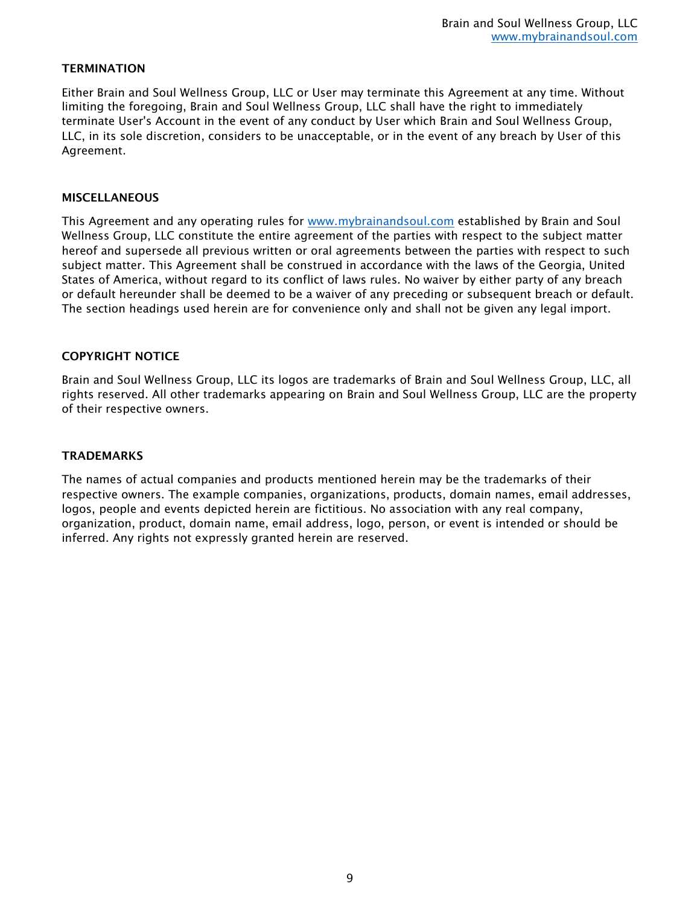## TERMINATION

Either Brain and Soul Wellness Group, LLC or User may terminate this Agreement at any time. Without limiting the foregoing, Brain and Soul Wellness Group, LLC shall have the right to immediately terminate User's Account in the event of any conduct by User which Brain and Soul Wellness Group, LLC, in its sole discretion, considers to be unacceptable, or in the event of any breach by User of this Agreement.

## MISCELLANEOUS

This Agreement and any operating rules for www.mybrainandsoul.com established by Brain and Soul Wellness Group, LLC constitute the entire agreement of the parties with respect to the subject matter hereof and supersede all previous written or oral agreements between the parties with respect to such subject matter. This Agreement shall be construed in accordance with the laws of the Georgia, United States of America, without regard to its conflict of laws rules. No waiver by either party of any breach or default hereunder shall be deemed to be a waiver of any preceding or subsequent breach or default. The section headings used herein are for convenience only and shall not be given any legal import.

## COPYRIGHT NOTICE

Brain and Soul Wellness Group, LLC its logos are trademarks of Brain and Soul Wellness Group, LLC, all rights reserved. All other trademarks appearing on Brain and Soul Wellness Group, LLC are the property of their respective owners.

## TRADEMARKS

The names of actual companies and products mentioned herein may be the trademarks of their respective owners. The example companies, organizations, products, domain names, email addresses, logos, people and events depicted herein are fictitious. No association with any real company, organization, product, domain name, email address, logo, person, or event is intended or should be inferred. Any rights not expressly granted herein are reserved.